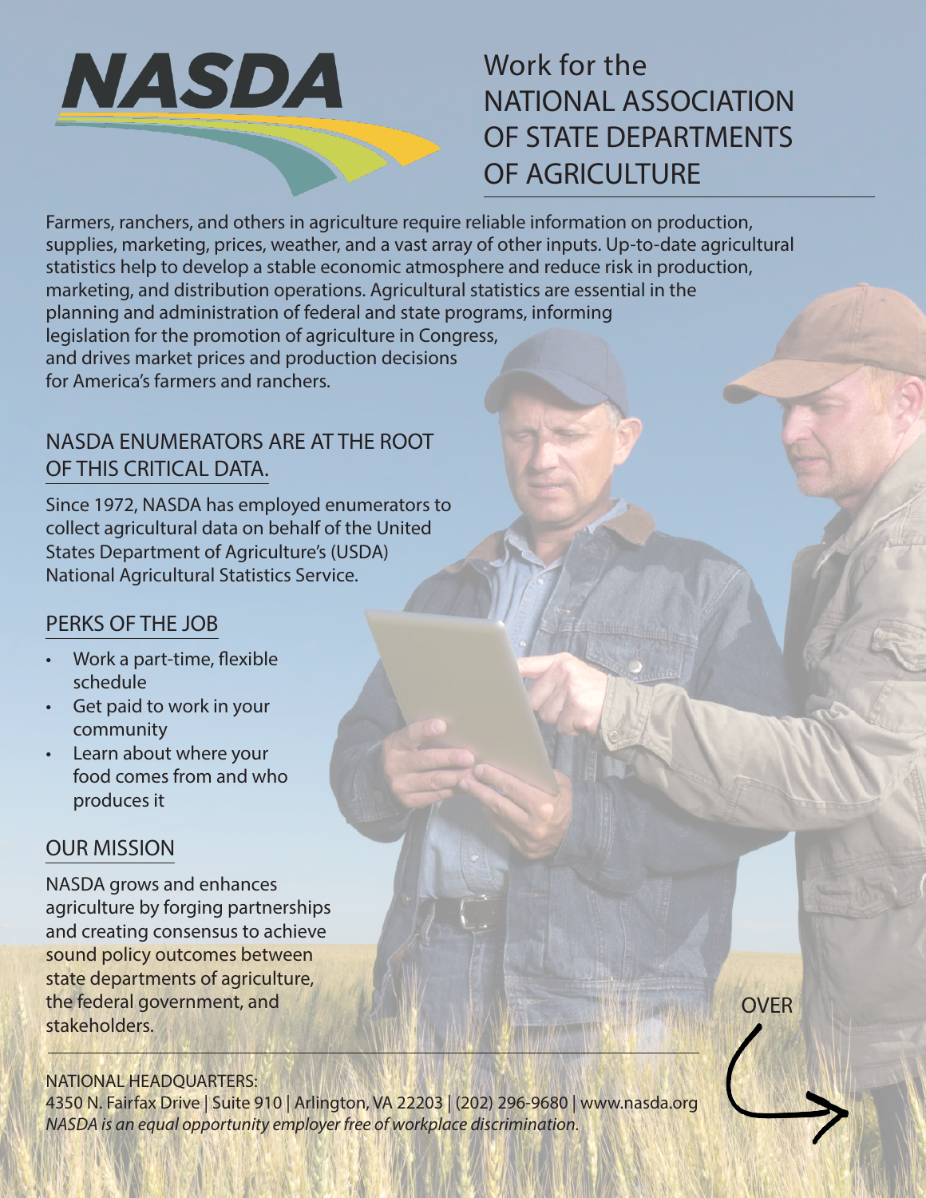# NASDA

## Work for the NATIONAL ASSOCIATION OF STATE DEPARTMENTS OF AGRICULTURE

Farmers, ranchers, and others in agriculture require reliable information on production, supplies, marketing, prices, weather, and a vast array of other inputs. Up-to-date agricultural statistics help to develop a stable economic atmosphere and reduce risk in production, marketing, and distribution operations. Agricultural statistics are essential in the planning and administration of federal and state programs, informing legislation for the promotion of agriculture in Congress, and drives market prices and production decisions for America's farmers and ranchers.

## NASDA ENUMERATORS ARE AT THE ROOT OF THIS CRITICAL DATA.

Since 1972, NASDA has employed enumerators to collect agricultural data on behalf of the United States Department of Agriculture's (USDA) National Agricultural Statistics Service.

## PERKS OF THE JOB

- Work a part-time, flexible schedule
- Get paid to work in your community
- Learn about where your food comes from and who produces it

## OUR MISSION

NASDA grows and enhances agriculture by forging partnerships and creating consensus to achieve sound policy outcomes between state departments of agriculture, the federal government, and stakeholders.

OVER

NATIONAL HEADQUARTERS:
4350 N. Fairfax Drive | Suite 910 | Arlington, VA 22203 | (202) 296-9680 | www.nasda.org
*NASDA is an equal opportunity employer free of workplace discrimination.*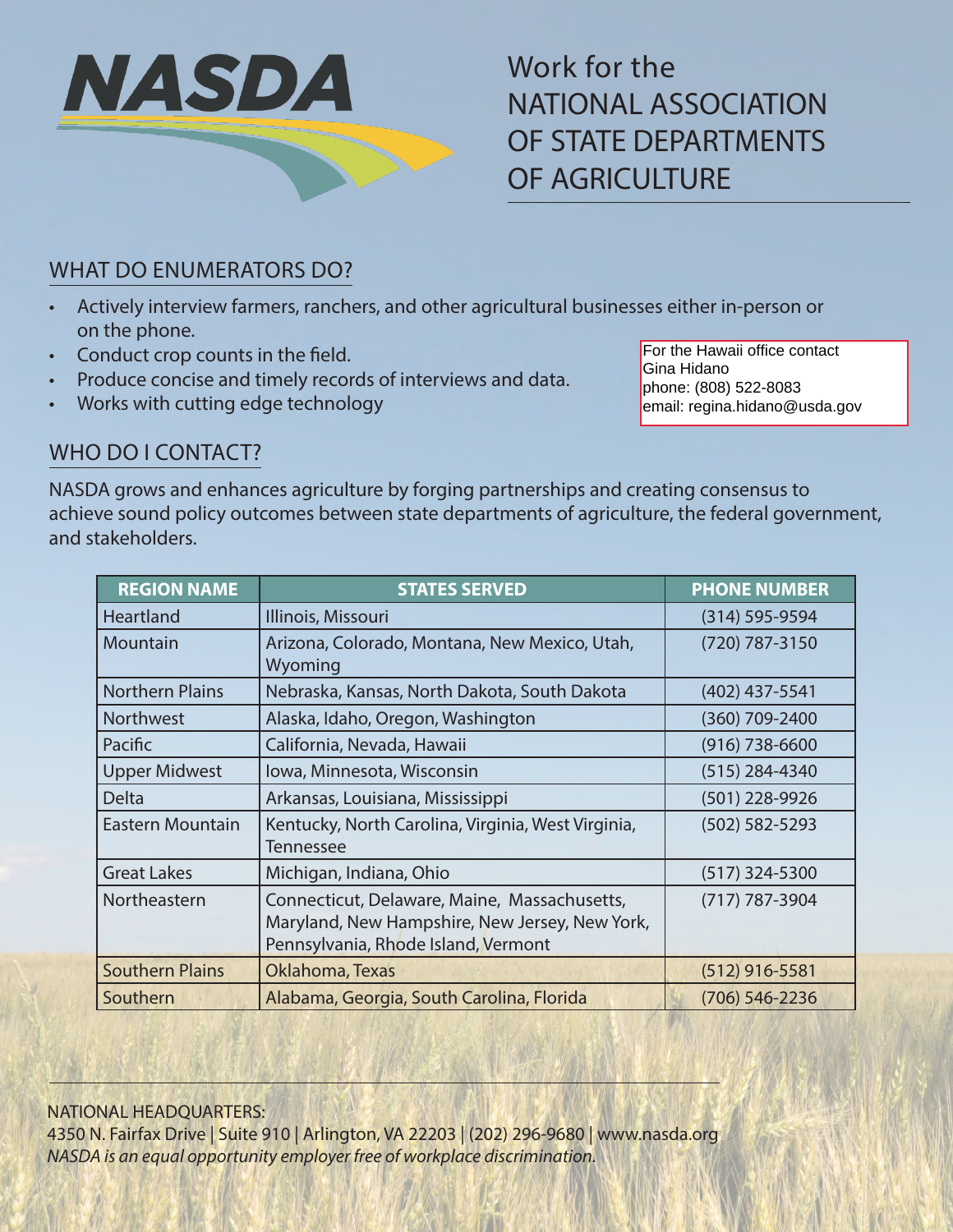NASDA

# Work for the NATIONAL ASSOCIATION OF STATE DEPARTMENTS OF AGRICULTURE

## WHAT DO ENUMERATORS DO?

- Actively interview farmers, ranchers, and other agricultural businesses either in-person or on the phone.
- Conduct crop counts in the field.
- Produce concise and timely records of interviews and data.
- Works with cutting edge technology

For the Hawaii office contact
Gina Hidano
phone: (808) 522-8083
email: regina.hidano@usda.gov

## WHO DO I CONTACT?

NASDA grows and enhances agriculture by forging partnerships and creating consensus to achieve sound policy outcomes between state departments of agriculture, the federal government, and stakeholders.

| REGION NAME | STATES SERVED | PHONE NUMBER |
|---|---|---|
| Heartland | Illinois, Missouri | (314) 595-9594 |
| Mountain | Arizona, Colorado, Montana, New Mexico, Utah, Wyoming | (720) 787-3150 |
| Northern Plains | Nebraska, Kansas, North Dakota, South Dakota | (402) 437-5541 |
| Northwest | Alaska, Idaho, Oregon, Washington | (360) 709-2400 |
| Pacific | California, Nevada, Hawaii | (916) 738-6600 |
| Upper Midwest | Iowa, Minnesota, Wisconsin | (515) 284-4340 |
| Delta | Arkansas, Louisiana, Mississippi | (501) 228-9926 |
| Eastern Mountain | Kentucky, North Carolina, Virginia, West Virginia, Tennessee | (502) 582-5293 |
| Great Lakes | Michigan, Indiana, Ohio | (517) 324-5300 |
| Northeastern | Connecticut, Delaware, Maine, Massachusetts, Maryland, New Hampshire, New Jersey, New York, Pennsylvania, Rhode Island, Vermont | (717) 787-3904 |
| Southern Plains | Oklahoma, Texas | (512) 916-5581 |
| Southern | Alabama, Georgia, South Carolina, Florida | (706) 546-2236 |

NATIONAL HEADQUARTERS:
4350 N. Fairfax Drive | Suite 910 | Arlington, VA 22203 | (202) 296-9680 | www.nasda.org
*NASDA is an equal opportunity employer free of workplace discrimination.*